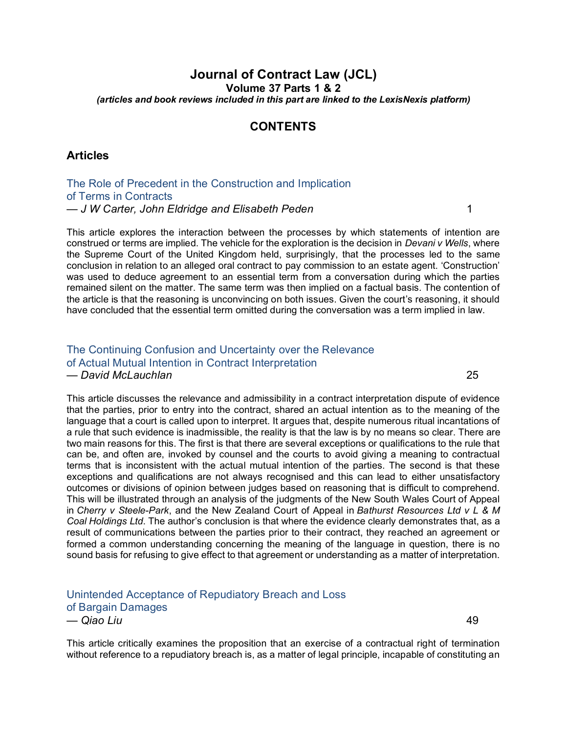# Journal of Contract Law (JCL)

**Volume 37 Parts 1 & 2**

***(articles and book reviews included in this part are linked to the LexisNexis platform)***

## CONTENTS

### Articles

The Role of Precedent in the Construction and Implication of Terms in Contracts
— *J W Carter, John Eldridge and Elisabeth Peden* 1

This article explores the interaction between the processes by which statements of intention are construed or terms are implied. The vehicle for the exploration is the decision in *Devani v Wells*, where the Supreme Court of the United Kingdom held, surprisingly, that the processes led to the same conclusion in relation to an alleged oral contract to pay commission to an estate agent. 'Construction' was used to deduce agreement to an essential term from a conversation during which the parties remained silent on the matter. The same term was then implied on a factual basis. The contention of the article is that the reasoning is unconvincing on both issues. Given the court's reasoning, it should have concluded that the essential term omitted during the conversation was a term implied in law.

The Continuing Confusion and Uncertainty over the Relevance of Actual Mutual Intention in Contract Interpretation
— *David McLauchlan* 25

This article discusses the relevance and admissibility in a contract interpretation dispute of evidence that the parties, prior to entry into the contract, shared an actual intention as to the meaning of the language that a court is called upon to interpret. It argues that, despite numerous ritual incantations of a rule that such evidence is inadmissible, the reality is that the law is by no means so clear. There are two main reasons for this. The first is that there are several exceptions or qualifications to the rule that can be, and often are, invoked by counsel and the courts to avoid giving a meaning to contractual terms that is inconsistent with the actual mutual intention of the parties. The second is that these exceptions and qualifications are not always recognised and this can lead to either unsatisfactory outcomes or divisions of opinion between judges based on reasoning that is difficult to comprehend. This will be illustrated through an analysis of the judgments of the New South Wales Court of Appeal in *Cherry v Steele-Park*, and the New Zealand Court of Appeal in *Bathurst Resources Ltd v L & M Coal Holdings Ltd*. The author's conclusion is that where the evidence clearly demonstrates that, as a result of communications between the parties prior to their contract, they reached an agreement or formed a common understanding concerning the meaning of the language in question, there is no sound basis for refusing to give effect to that agreement or understanding as a matter of interpretation.

Unintended Acceptance of Repudiatory Breach and Loss of Bargain Damages
— *Qiao Liu* 49

This article critically examines the proposition that an exercise of a contractual right of termination without reference to a repudiatory breach is, as a matter of legal principle, incapable of constituting an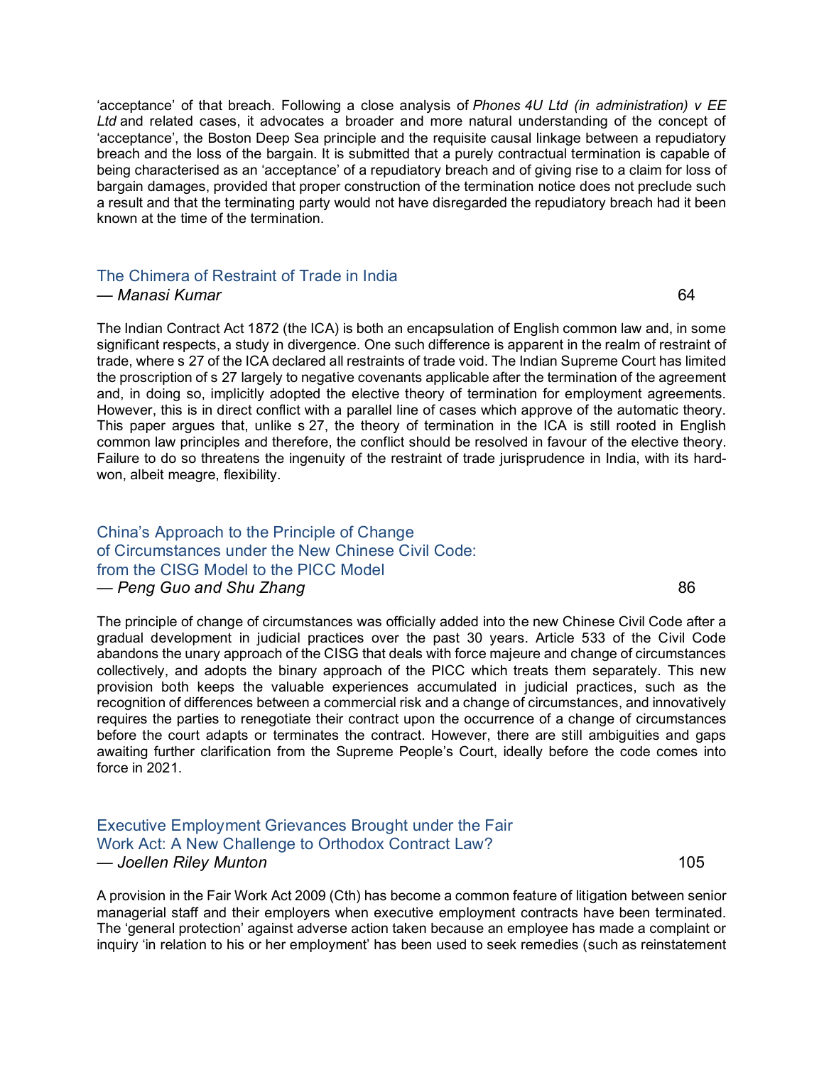'acceptance' of that breach. Following a close analysis of *Phones 4U Ltd (in administration) v EE Ltd* and related cases, it advocates a broader and more natural understanding of the concept of 'acceptance', the Boston Deep Sea principle and the requisite causal linkage between a repudiatory breach and the loss of the bargain. It is submitted that a purely contractual termination is capable of being characterised as an 'acceptance' of a repudiatory breach and of giving rise to a claim for loss of bargain damages, provided that proper construction of the termination notice does not preclude such a result and that the terminating party would not have disregarded the repudiatory breach had it been known at the time of the termination.

## The Chimera of Restraint of Trade in India

*— Manasi Kumar* 64

The Indian Contract Act 1872 (the ICA) is both an encapsulation of English common law and, in some significant respects, a study in divergence. One such difference is apparent in the realm of restraint of trade, where s 27 of the ICA declared all restraints of trade void. The Indian Supreme Court has limited the proscription of s 27 largely to negative covenants applicable after the termination of the agreement and, in doing so, implicitly adopted the elective theory of termination for employment agreements. However, this is in direct conflict with a parallel line of cases which approve of the automatic theory. This paper argues that, unlike s 27, the theory of termination in the ICA is still rooted in English common law principles and therefore, the conflict should be resolved in favour of the elective theory. Failure to do so threatens the ingenuity of the restraint of trade jurisprudence in India, with its hard-won, albeit meagre, flexibility.

## China's Approach to the Principle of Change of Circumstances under the New Chinese Civil Code: from the CISG Model to the PICC Model

*— Peng Guo and Shu Zhang* 86

The principle of change of circumstances was officially added into the new Chinese Civil Code after a gradual development in judicial practices over the past 30 years. Article 533 of the Civil Code abandons the unary approach of the CISG that deals with force majeure and change of circumstances collectively, and adopts the binary approach of the PICC which treats them separately. This new provision both keeps the valuable experiences accumulated in judicial practices, such as the recognition of differences between a commercial risk and a change of circumstances, and innovatively requires the parties to renegotiate their contract upon the occurrence of a change of circumstances before the court adapts or terminates the contract. However, there are still ambiguities and gaps awaiting further clarification from the Supreme People's Court, ideally before the code comes into force in 2021.

## Executive Employment Grievances Brought under the Fair Work Act: A New Challenge to Orthodox Contract Law?

*— Joellen Riley Munton* 105

A provision in the Fair Work Act 2009 (Cth) has become a common feature of litigation between senior managerial staff and their employers when executive employment contracts have been terminated. The 'general protection' against adverse action taken because an employee has made a complaint or inquiry 'in relation to his or her employment' has been used to seek remedies (such as reinstatement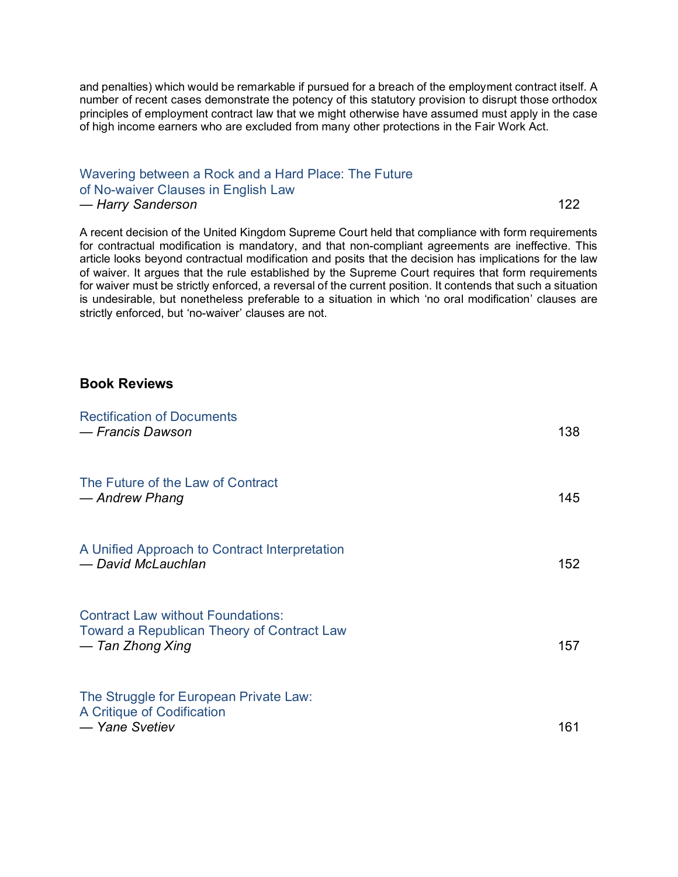and penalties) which would be remarkable if pursued for a breach of the employment contract itself. A number of recent cases demonstrate the potency of this statutory provision to disrupt those orthodox principles of employment contract law that we might otherwise have assumed must apply in the case of high income earners who are excluded from many other protections in the Fair Work Act.

### Wavering between a Rock and a Hard Place: The Future of No-waiver Clauses in English Law
— *Harry Sanderson* 122

A recent decision of the United Kingdom Supreme Court held that compliance with form requirements for contractual modification is mandatory, and that non-compliant agreements are ineffective. This article looks beyond contractual modification and posits that the decision has implications for the law of waiver. It argues that the rule established by the Supreme Court requires that form requirements for waiver must be strictly enforced, a reversal of the current position. It contends that such a situation is undesirable, but nonetheless preferable to a situation in which 'no oral modification' clauses are strictly enforced, but 'no-waiver' clauses are not.

## Book Reviews

### Rectification of Documents
— *Francis Dawson* 138

### The Future of the Law of Contract
— *Andrew Phang* 145

### A Unified Approach to Contract Interpretation
— *David McLauchlan* 152

### Contract Law without Foundations: Toward a Republican Theory of Contract Law
— *Tan Zhong Xing* 157

### The Struggle for European Private Law: A Critique of Codification
— *Yane Svetiev* 161